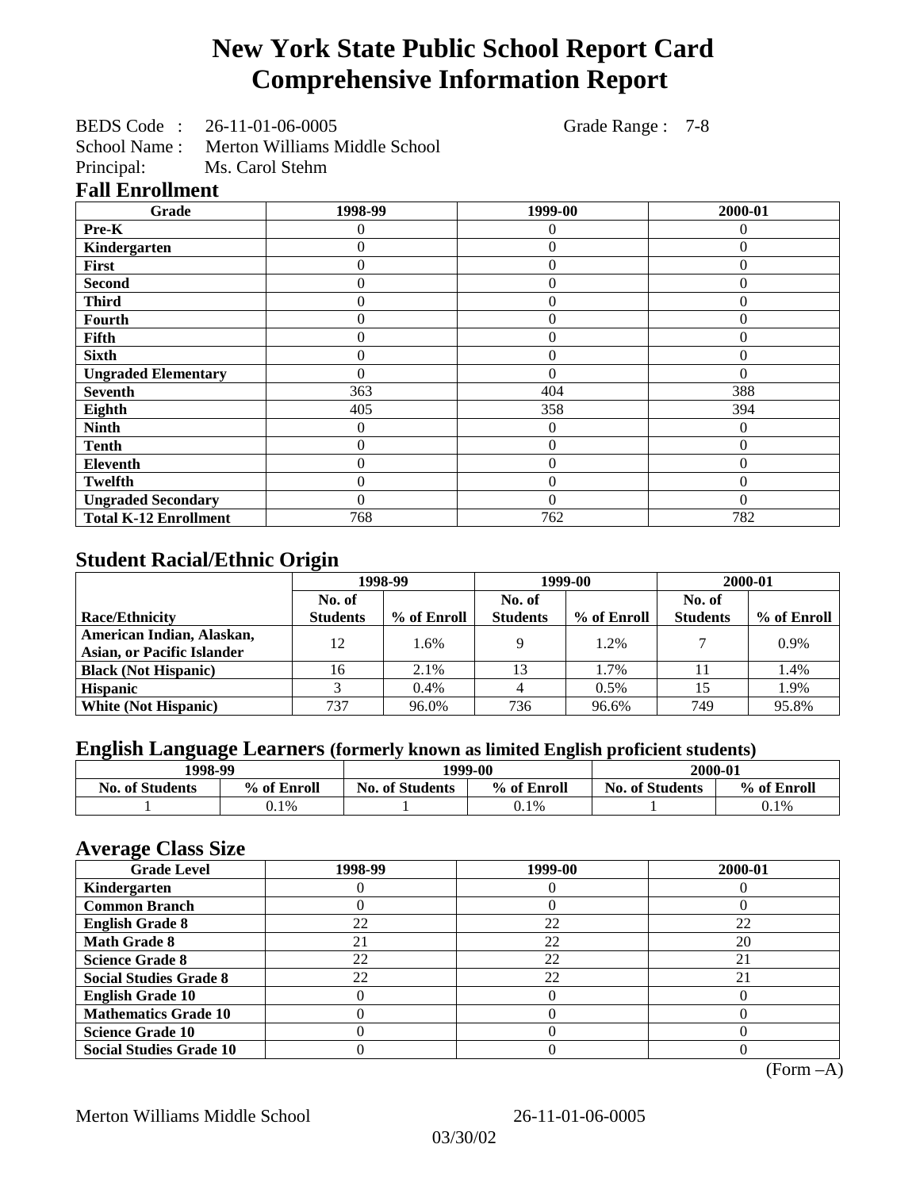# New York State Public School Report Card
# Comprehensive Information Report

BEDS Code : 26-11-01-06-0005 Grade Range : 7-8
School Name : Merton Williams Middle School
Principal: Ms. Carol Stehm

## Fall Enrollment

| Grade | 1998-99 | 1999-00 | 2000-01 |
|---|---|---|---|
| Pre-K | 0 | 0 | 0 |
| Kindergarten | 0 | 0 | 0 |
| First | 0 | 0 | 0 |
| Second | 0 | 0 | 0 |
| Third | 0 | 0 | 0 |
| Fourth | 0 | 0 | 0 |
| Fifth | 0 | 0 | 0 |
| Sixth | 0 | 0 | 0 |
| Ungraded Elementary | 0 | 0 | 0 |
| Seventh | 363 | 404 | 388 |
| Eighth | 405 | 358 | 394 |
| Ninth | 0 | 0 | 0 |
| Tenth | 0 | 0 | 0 |
| Eleventh | 0 | 0 | 0 |
| Twelfth | 0 | 0 | 0 |
| Ungraded Secondary | 0 | 0 | 0 |
| Total K-12 Enrollment | 768 | 762 | 782 |

## Student Racial/Ethnic Origin

| | 1998-99 | | 1999-00 | | 2000-01 | |
|---|---|---|---|---|---|---|
| Race/Ethnicity | No. of Students | % of Enroll | No. of Students | % of Enroll | No. of Students | % of Enroll |
| American Indian, Alaskan, Asian, or Pacific Islander | 12 | 1.6% | 9 | 1.2% | 7 | 0.9% |
| Black (Not Hispanic) | 16 | 2.1% | 13 | 1.7% | 11 | 1.4% |
| Hispanic | 3 | 0.4% | 4 | 0.5% | 15 | 1.9% |
| White (Not Hispanic) | 737 | 96.0% | 736 | 96.6% | 749 | 95.8% |

## English Language Learners (formerly known as limited English proficient students)

| 1998-99 | | 1999-00 | | 2000-01 | |
|---|---|---|---|---|---|
| No. of Students | % of Enroll | No. of Students | % of Enroll | No. of Students | % of Enroll |
| 1 | 0.1% | 1 | 0.1% | 1 | 0.1% |

## Average Class Size

| Grade Level | 1998-99 | 1999-00 | 2000-01 |
|---|---|---|---|
| Kindergarten | 0 | 0 | 0 |
| Common Branch | 0 | 0 | 0 |
| English Grade 8 | 22 | 22 | 22 |
| Math Grade 8 | 21 | 22 | 20 |
| Science Grade 8 | 22 | 22 | 21 |
| Social Studies Grade 8 | 22 | 22 | 21 |
| English Grade 10 | 0 | 0 | 0 |
| Mathematics Grade 10 | 0 | 0 | 0 |
| Science Grade 10 | 0 | 0 | 0 |
| Social Studies Grade 10 | 0 | 0 | 0 |

(Form –A)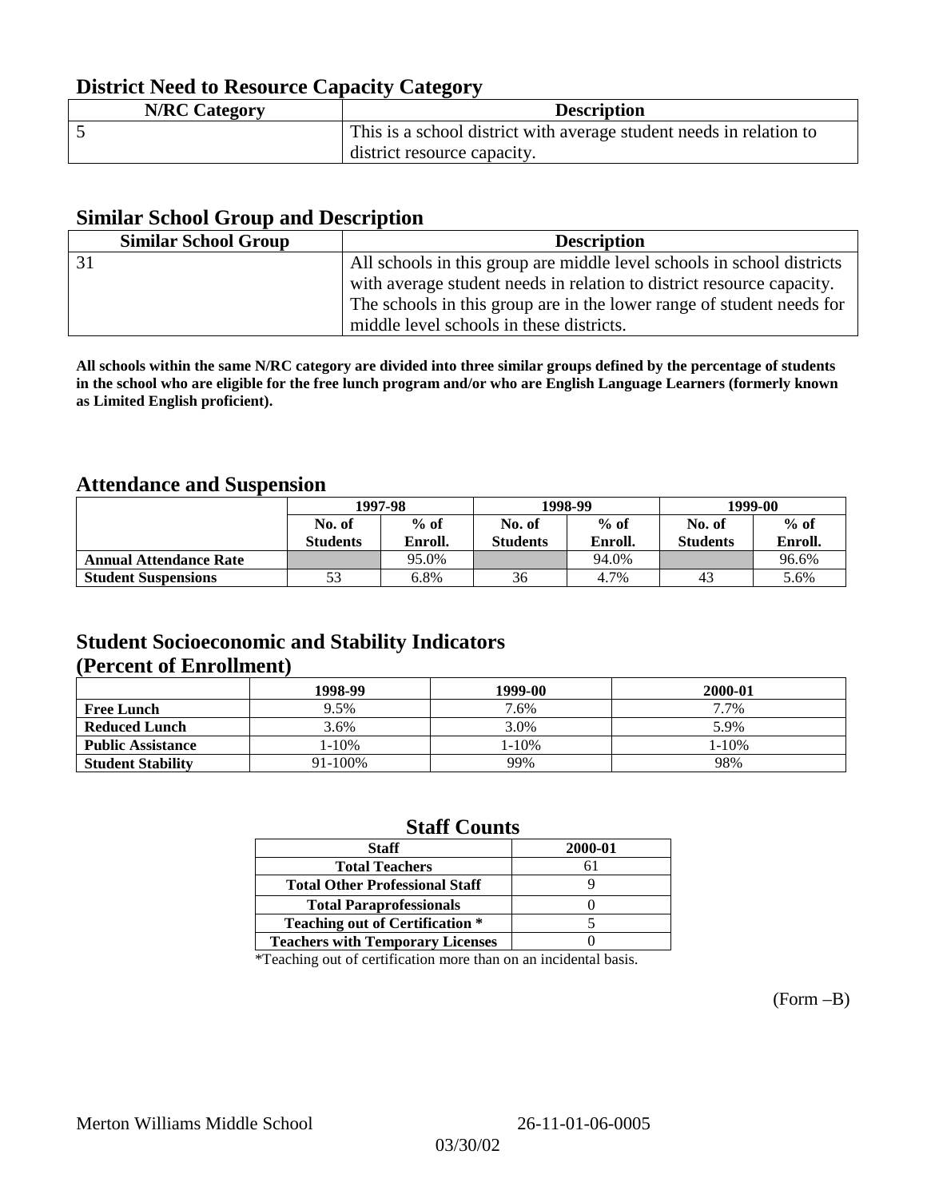## District Need to Resource Capacity Category

| N/RC Category | Description |
|---|---|
| 5 | This is a school district with average student needs in relation to district resource capacity. |

## Similar School Group and Description

| Similar School Group | Description |
|---|---|
| 31 | All schools in this group are middle level schools in school districts with average student needs in relation to district resource capacity. The schools in this group are in the lower range of student needs for middle level schools in these districts. |

**All schools within the same N/RC category are divided into three similar groups defined by the percentage of students in the school who are eligible for the free lunch program and/or who are English Language Learners (formerly known as Limited English proficient).**

## Attendance and Suspension

| | 1997-98 | | 1998-99 | | 1999-00 | |
|---|---|---|---|---|---|---|
| | No. of Students | % of Enroll. | No. of Students | % of Enroll. | No. of Students | % of Enroll. |
| **Annual Attendance Rate** | | 95.0% | | 94.0% | | 96.6% |
| **Student Suspensions** | 53 | 6.8% | 36 | 4.7% | 43 | 5.6% |

## Student Socioeconomic and Stability Indicators (Percent of Enrollment)

| | 1998-99 | 1999-00 | 2000-01 |
|---|---|---|---|
| **Free Lunch** | 9.5% | 7.6% | 7.7% |
| **Reduced Lunch** | 3.6% | 3.0% | 5.9% |
| **Public Assistance** | 1-10% | 1-10% | 1-10% |
| **Student Stability** | 91-100% | 99% | 98% |

## Staff Counts

| Staff | 2000-01 |
|---|---|
| Total Teachers | 61 |
| Total Other Professional Staff | 9 |
| Total Paraprofessionals | 0 |
| Teaching out of Certification * | 5 |
| Teachers with Temporary Licenses | 0 |

*Teaching out of certification more than on an incidental basis.

(Form –B)

Merton Williams Middle School 26-11-01-06-0005

03/30/02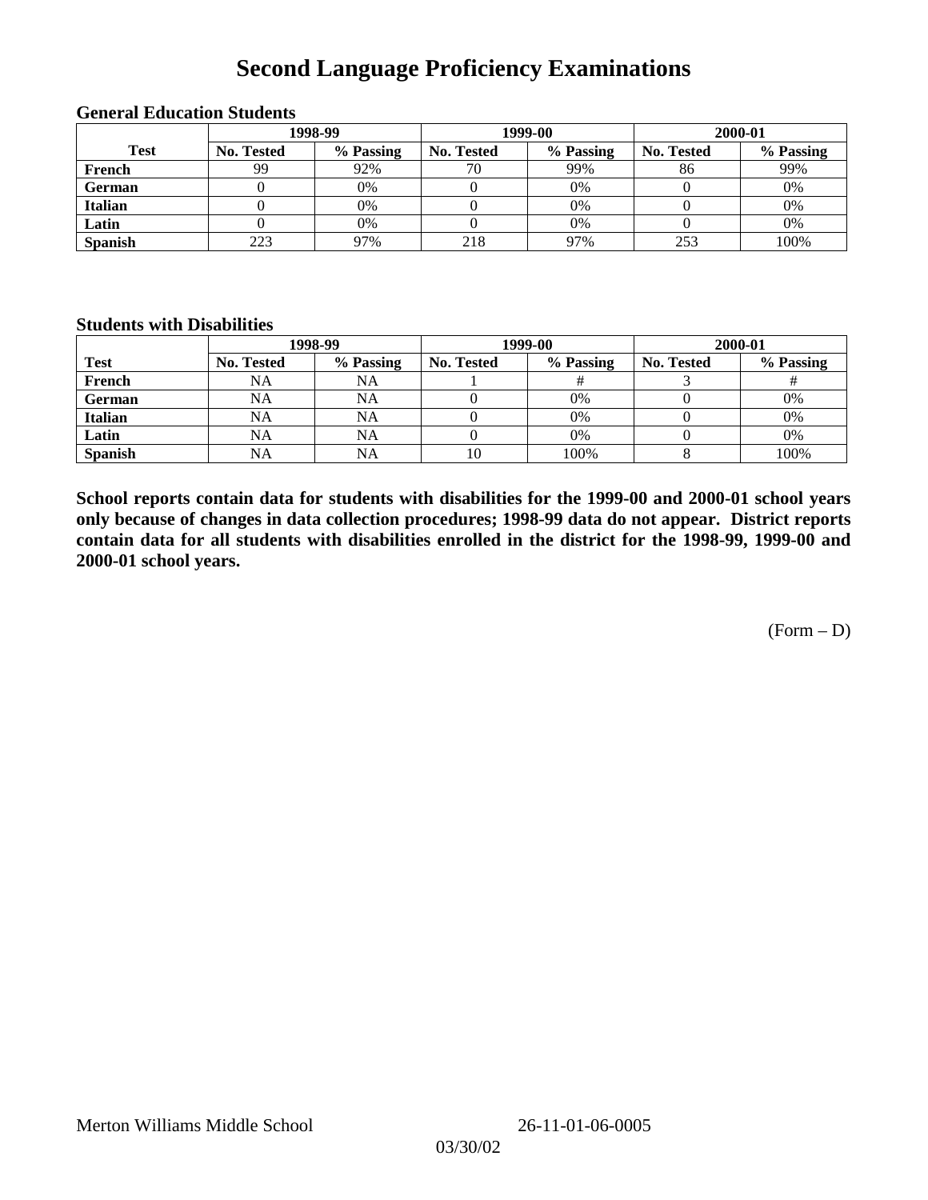# Second Language Proficiency Examinations

### General Education Students

| Test | 1998-99 | | 1999-00 | | 2000-01 | |
|---|---|---|---|---|---|---|
| | No. Tested | % Passing | No. Tested | % Passing | No. Tested | % Passing |
| French | 99 | 92% | 70 | 99% | 86 | 99% |
| German | 0 | 0% | 0 | 0% | 0 | 0% |
| Italian | 0 | 0% | 0 | 0% | 0 | 0% |
| Latin | 0 | 0% | 0 | 0% | 0 | 0% |
| Spanish | 223 | 97% | 218 | 97% | 253 | 100% |

### Students with Disabilities

| Test | 1998-99 | | 1999-00 | | 2000-01 | |
|---|---|---|---|---|---|---|
| | No. Tested | % Passing | No. Tested | % Passing | No. Tested | % Passing |
| French | NA | NA | 1 | # | 3 | # |
| German | NA | NA | 0 | 0% | 0 | 0% |
| Italian | NA | NA | 0 | 0% | 0 | 0% |
| Latin | NA | NA | 0 | 0% | 0 | 0% |
| Spanish | NA | NA | 10 | 100% | 8 | 100% |

**School reports contain data for students with disabilities for the 1999-00 and 2000-01 school years only because of changes in data collection procedures; 1998-99 data do not appear. District reports contain data for all students with disabilities enrolled in the district for the 1998-99, 1999-00 and 2000-01 school years.**

(Form – D)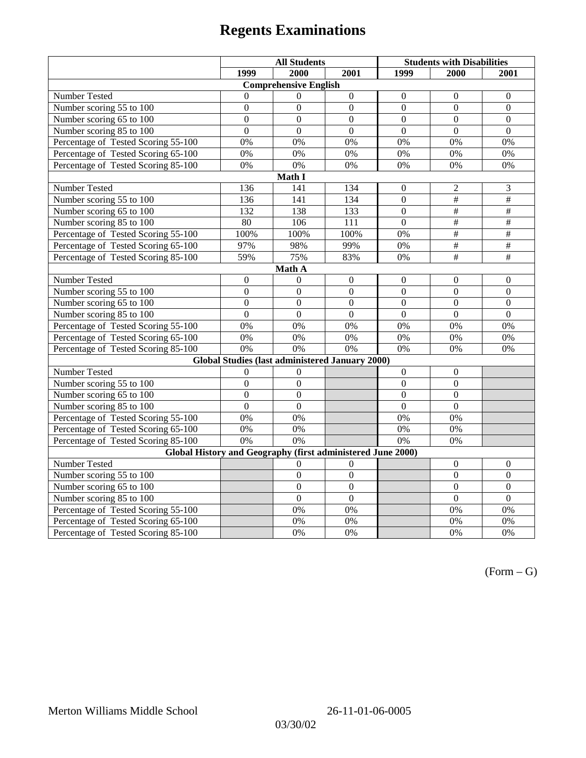# Regents Examinations

| | All Students | | | Students with Disabilities | | |
|---|---|---|---|---|---|---|
| | 1999 | 2000 | 2001 | 1999 | 2000 | 2001 |
| **Comprehensive English** | | | | | | |
| Number Tested | 0 | 0 | 0 | 0 | 0 | 0 |
| Number scoring 55 to 100 | 0 | 0 | 0 | 0 | 0 | 0 |
| Number scoring 65 to 100 | 0 | 0 | 0 | 0 | 0 | 0 |
| Number scoring 85 to 100 | 0 | 0 | 0 | 0 | 0 | 0 |
| Percentage of Tested Scoring 55-100 | 0% | 0% | 0% | 0% | 0% | 0% |
| Percentage of Tested Scoring 65-100 | 0% | 0% | 0% | 0% | 0% | 0% |
| Percentage of Tested Scoring 85-100 | 0% | 0% | 0% | 0% | 0% | 0% |
| **Math I** | | | | | | |
| Number Tested | 136 | 141 | 134 | 0 | 2 | 3 |
| Number scoring 55 to 100 | 136 | 141 | 134 | 0 | # | # |
| Number scoring 65 to 100 | 132 | 138 | 133 | 0 | # | # |
| Number scoring 85 to 100 | 80 | 106 | 111 | 0 | # | # |
| Percentage of Tested Scoring 55-100 | 100% | 100% | 100% | 0% | # | # |
| Percentage of Tested Scoring 65-100 | 97% | 98% | 99% | 0% | # | # |
| Percentage of Tested Scoring 85-100 | 59% | 75% | 83% | 0% | # | # |
| **Math A** | | | | | | |
| Number Tested | 0 | 0 | 0 | 0 | 0 | 0 |
| Number scoring 55 to 100 | 0 | 0 | 0 | 0 | 0 | 0 |
| Number scoring 65 to 100 | 0 | 0 | 0 | 0 | 0 | 0 |
| Number scoring 85 to 100 | 0 | 0 | 0 | 0 | 0 | 0 |
| Percentage of Tested Scoring 55-100 | 0% | 0% | 0% | 0% | 0% | 0% |
| Percentage of Tested Scoring 65-100 | 0% | 0% | 0% | 0% | 0% | 0% |
| Percentage of Tested Scoring 85-100 | 0% | 0% | 0% | 0% | 0% | 0% |
| **Global Studies (last administered January 2000)** | | | | | | |
| Number Tested | 0 | 0 | | 0 | 0 | |
| Number scoring 55 to 100 | 0 | 0 | | 0 | 0 | |
| Number scoring 65 to 100 | 0 | 0 | | 0 | 0 | |
| Number scoring 85 to 100 | 0 | 0 | | 0 | 0 | |
| Percentage of Tested Scoring 55-100 | 0% | 0% | | 0% | 0% | |
| Percentage of Tested Scoring 65-100 | 0% | 0% | | 0% | 0% | |
| Percentage of Tested Scoring 85-100 | 0% | 0% | | 0% | 0% | |
| **Global History and Geography (first administered June 2000)** | | | | | | |
| Number Tested | | 0 | 0 | | 0 | 0 |
| Number scoring 55 to 100 | | 0 | 0 | | 0 | 0 |
| Number scoring 65 to 100 | | 0 | 0 | | 0 | 0 |
| Number scoring 85 to 100 | | 0 | 0 | | 0 | 0 |
| Percentage of Tested Scoring 55-100 | | 0% | 0% | | 0% | 0% |
| Percentage of Tested Scoring 65-100 | | 0% | 0% | | 0% | 0% |
| Percentage of Tested Scoring 85-100 | | 0% | 0% | | 0% | 0% |

(Form – G)

Merton Williams Middle School 26-11-01-06-0005

03/30/02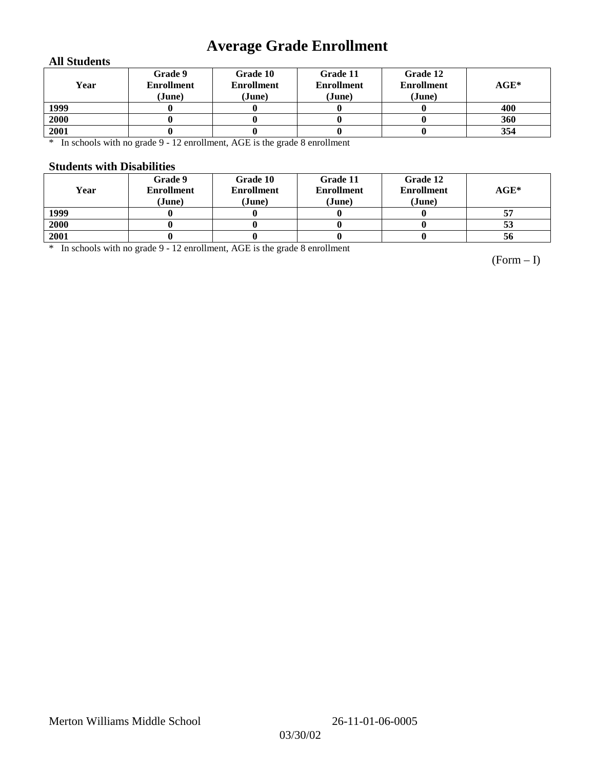# Average Grade Enrollment

### All Students

| Year | Grade 9 Enrollment (June) | Grade 10 Enrollment (June) | Grade 11 Enrollment (June) | Grade 12 Enrollment (June) | AGE* |
|---|---|---|---|---|---|
| 1999 | 0 | 0 | 0 | 0 | 400 |
| 2000 | 0 | 0 | 0 | 0 | 360 |
| 2001 | 0 | 0 | 0 | 0 | 354 |

* In schools with no grade 9 - 12 enrollment, AGE is the grade 8 enrollment

### Students with Disabilities

| Year | Grade 9 Enrollment (June) | Grade 10 Enrollment (June) | Grade 11 Enrollment (June) | Grade 12 Enrollment (June) | AGE* |
|---|---|---|---|---|---|
| 1999 | 0 | 0 | 0 | 0 | 57 |
| 2000 | 0 | 0 | 0 | 0 | 53 |
| 2001 | 0 | 0 | 0 | 0 | 56 |

* In schools with no grade 9 - 12 enrollment, AGE is the grade 8 enrollment

(Form – I)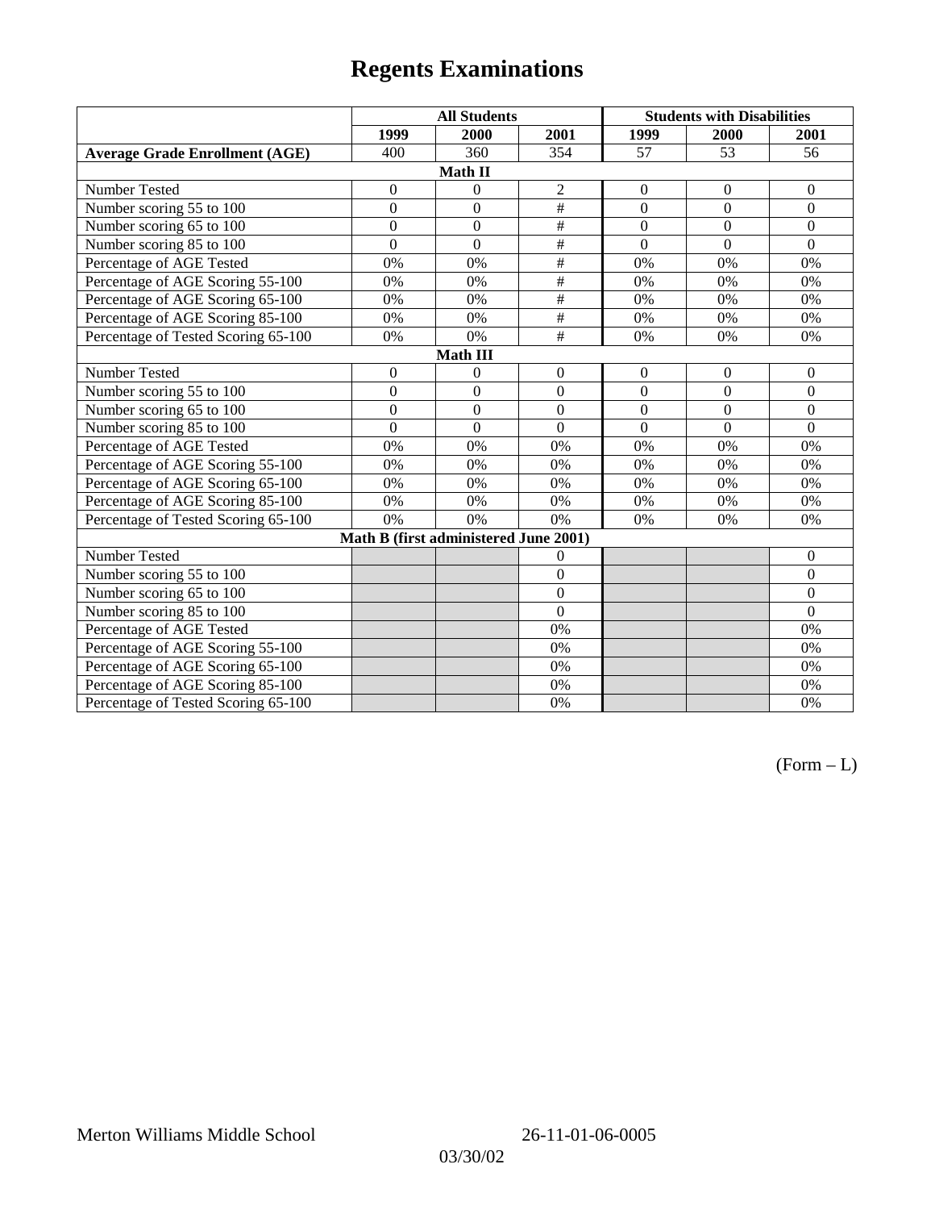# Regents Examinations

| | All Students | | | Students with Disabilities | | |
|---|---|---|---|---|---|---|
| | 1999 | 2000 | 2001 | 1999 | 2000 | 2001 |
| **Average Grade Enrollment (AGE)** | 400 | 360 | 354 | 57 | 53 | 56 |
| **Math II** | | | | | | |
| Number Tested | 0 | 0 | 2 | 0 | 0 | 0 |
| Number scoring 55 to 100 | 0 | 0 | # | 0 | 0 | 0 |
| Number scoring 65 to 100 | 0 | 0 | # | 0 | 0 | 0 |
| Number scoring 85 to 100 | 0 | 0 | # | 0 | 0 | 0 |
| Percentage of AGE Tested | 0% | 0% | # | 0% | 0% | 0% |
| Percentage of AGE Scoring 55-100 | 0% | 0% | # | 0% | 0% | 0% |
| Percentage of AGE Scoring 65-100 | 0% | 0% | # | 0% | 0% | 0% |
| Percentage of AGE Scoring 85-100 | 0% | 0% | # | 0% | 0% | 0% |
| Percentage of Tested Scoring 65-100 | 0% | 0% | # | 0% | 0% | 0% |
| **Math III** | | | | | | |
| Number Tested | 0 | 0 | 0 | 0 | 0 | 0 |
| Number scoring 55 to 100 | 0 | 0 | 0 | 0 | 0 | 0 |
| Number scoring 65 to 100 | 0 | 0 | 0 | 0 | 0 | 0 |
| Number scoring 85 to 100 | 0 | 0 | 0 | 0 | 0 | 0 |
| Percentage of AGE Tested | 0% | 0% | 0% | 0% | 0% | 0% |
| Percentage of AGE Scoring 55-100 | 0% | 0% | 0% | 0% | 0% | 0% |
| Percentage of AGE Scoring 65-100 | 0% | 0% | 0% | 0% | 0% | 0% |
| Percentage of AGE Scoring 85-100 | 0% | 0% | 0% | 0% | 0% | 0% |
| Percentage of Tested Scoring 65-100 | 0% | 0% | 0% | 0% | 0% | 0% |
| **Math B (first administered June 2001)** | | | | | | |
| Number Tested | | | 0 | | | 0 |
| Number scoring 55 to 100 | | | 0 | | | 0 |
| Number scoring 65 to 100 | | | 0 | | | 0 |
| Number scoring 85 to 100 | | | 0 | | | 0 |
| Percentage of AGE Tested | | | 0% | | | 0% |
| Percentage of AGE Scoring 55-100 | | | 0% | | | 0% |
| Percentage of AGE Scoring 65-100 | | | 0% | | | 0% |
| Percentage of AGE Scoring 85-100 | | | 0% | | | 0% |
| Percentage of Tested Scoring 65-100 | | | 0% | | | 0% |

(Form – L)

Merton Williams Middle School 26-11-01-06-0005

03/30/02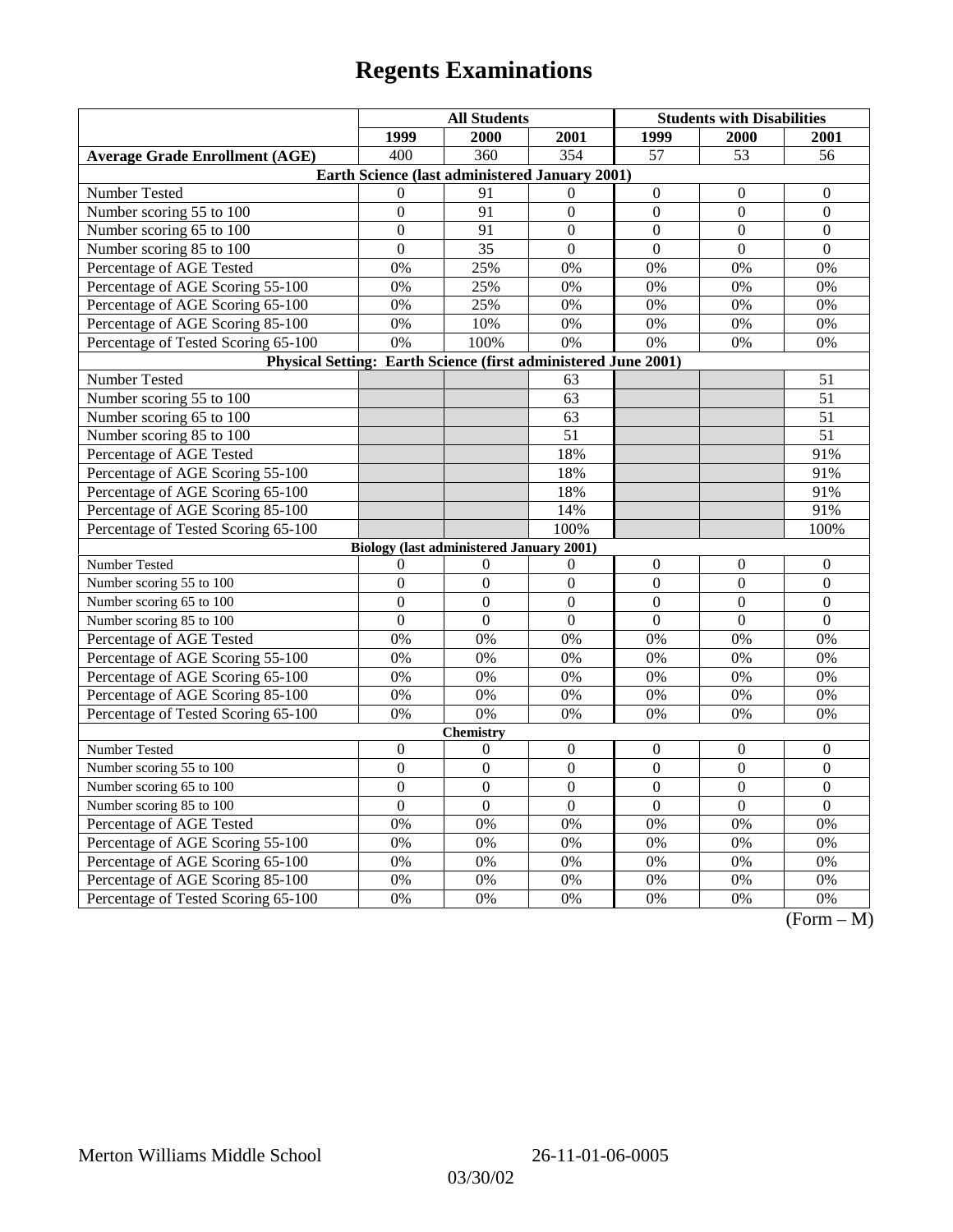# Regents Examinations

| | All Students | | | Students with Disabilities | | |
|---|---|---|---|---|---|---|
| | 1999 | 2000 | 2001 | 1999 | 2000 | 2001 |
| **Average Grade Enrollment (AGE)** | 400 | 360 | 354 | 57 | 53 | 56 |
| **Earth Science (last administered January 2001)** | | | | | | |
| Number Tested | 0 | 91 | 0 | 0 | 0 | 0 |
| Number scoring 55 to 100 | 0 | 91 | 0 | 0 | 0 | 0 |
| Number scoring 65 to 100 | 0 | 91 | 0 | 0 | 0 | 0 |
| Number scoring 85 to 100 | 0 | 35 | 0 | 0 | 0 | 0 |
| Percentage of AGE Tested | 0% | 25% | 0% | 0% | 0% | 0% |
| Percentage of AGE Scoring 55-100 | 0% | 25% | 0% | 0% | 0% | 0% |
| Percentage of AGE Scoring 65-100 | 0% | 25% | 0% | 0% | 0% | 0% |
| Percentage of AGE Scoring 85-100 | 0% | 10% | 0% | 0% | 0% | 0% |
| Percentage of Tested Scoring 65-100 | 0% | 100% | 0% | 0% | 0% | 0% |
| **Physical Setting: Earth Science (first administered June 2001)** | | | | | | |
| Number Tested | | | 63 | | | 51 |
| Number scoring 55 to 100 | | | 63 | | | 51 |
| Number scoring 65 to 100 | | | 63 | | | 51 |
| Number scoring 85 to 100 | | | 51 | | | 51 |
| Percentage of AGE Tested | | | 18% | | | 91% |
| Percentage of AGE Scoring 55-100 | | | 18% | | | 91% |
| Percentage of AGE Scoring 65-100 | | | 18% | | | 91% |
| Percentage of AGE Scoring 85-100 | | | 14% | | | 91% |
| Percentage of Tested Scoring 65-100 | | | 100% | | | 100% |
| **Biology (last administered January 2001)** | | | | | | |
| Number Tested | 0 | 0 | 0 | 0 | 0 | 0 |
| Number scoring 55 to 100 | 0 | 0 | 0 | 0 | 0 | 0 |
| Number scoring 65 to 100 | 0 | 0 | 0 | 0 | 0 | 0 |
| Number scoring 85 to 100 | 0 | 0 | 0 | 0 | 0 | 0 |
| Percentage of AGE Tested | 0% | 0% | 0% | 0% | 0% | 0% |
| Percentage of AGE Scoring 55-100 | 0% | 0% | 0% | 0% | 0% | 0% |
| Percentage of AGE Scoring 65-100 | 0% | 0% | 0% | 0% | 0% | 0% |
| Percentage of AGE Scoring 85-100 | 0% | 0% | 0% | 0% | 0% | 0% |
| Percentage of Tested Scoring 65-100 | 0% | 0% | 0% | 0% | 0% | 0% |
| **Chemistry** | | | | | | |
| Number Tested | 0 | 0 | 0 | 0 | 0 | 0 |
| Number scoring 55 to 100 | 0 | 0 | 0 | 0 | 0 | 0 |
| Number scoring 65 to 100 | 0 | 0 | 0 | 0 | 0 | 0 |
| Number scoring 85 to 100 | 0 | 0 | 0 | 0 | 0 | 0 |
| Percentage of AGE Tested | 0% | 0% | 0% | 0% | 0% | 0% |
| Percentage of AGE Scoring 55-100 | 0% | 0% | 0% | 0% | 0% | 0% |
| Percentage of AGE Scoring 65-100 | 0% | 0% | 0% | 0% | 0% | 0% |
| Percentage of AGE Scoring 85-100 | 0% | 0% | 0% | 0% | 0% | 0% |
| Percentage of Tested Scoring 65-100 | 0% | 0% | 0% | 0% | 0% | 0% |

(Form – M)